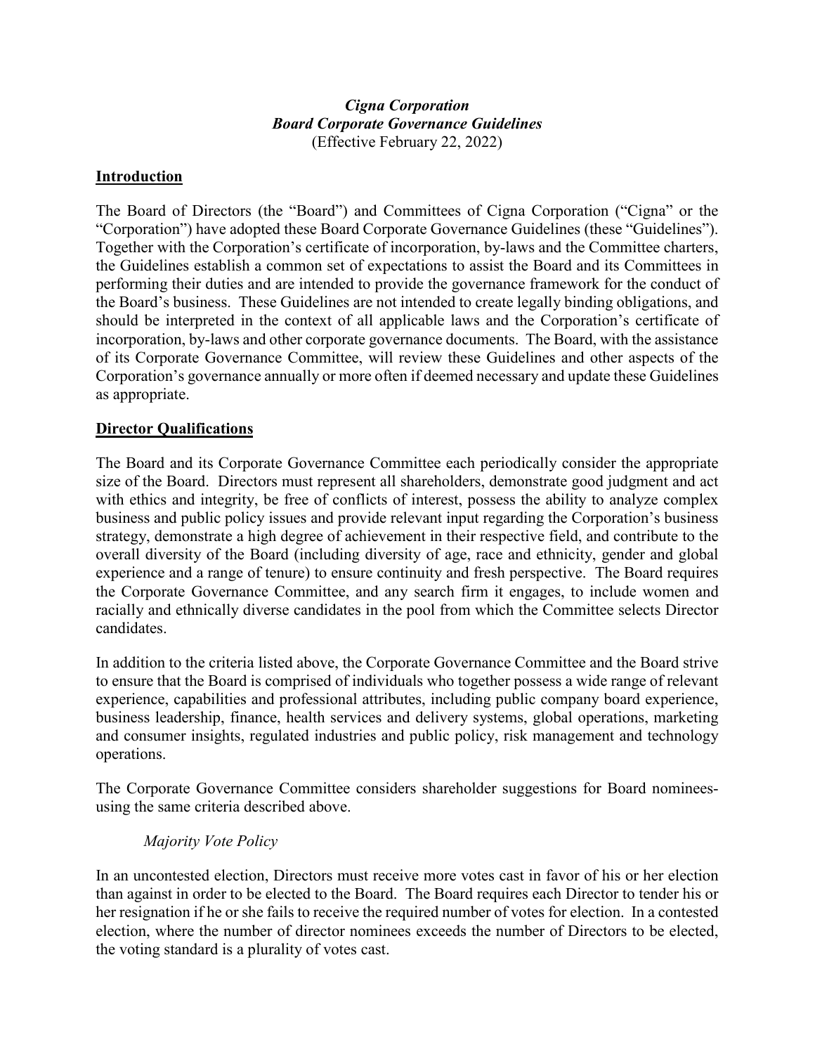***Cigna Corporation***
***Board Corporate Governance Guidelines***
(Effective February 22, 2022)

## Introduction

The Board of Directors (the "Board") and Committees of Cigna Corporation ("Cigna" or the "Corporation") have adopted these Board Corporate Governance Guidelines (these "Guidelines"). Together with the Corporation's certificate of incorporation, by-laws and the Committee charters, the Guidelines establish a common set of expectations to assist the Board and its Committees in performing their duties and are intended to provide the governance framework for the conduct of the Board's business. These Guidelines are not intended to create legally binding obligations, and should be interpreted in the context of all applicable laws and the Corporation's certificate of incorporation, by-laws and other corporate governance documents. The Board, with the assistance of its Corporate Governance Committee, will review these Guidelines and other aspects of the Corporation's governance annually or more often if deemed necessary and update these Guidelines as appropriate.

## Director Qualifications

The Board and its Corporate Governance Committee each periodically consider the appropriate size of the Board. Directors must represent all shareholders, demonstrate good judgment and act with ethics and integrity, be free of conflicts of interest, possess the ability to analyze complex business and public policy issues and provide relevant input regarding the Corporation's business strategy, demonstrate a high degree of achievement in their respective field, and contribute to the overall diversity of the Board (including diversity of age, race and ethnicity, gender and global experience and a range of tenure) to ensure continuity and fresh perspective. The Board requires the Corporate Governance Committee, and any search firm it engages, to include women and racially and ethnically diverse candidates in the pool from which the Committee selects Director candidates.

In addition to the criteria listed above, the Corporate Governance Committee and the Board strive to ensure that the Board is comprised of individuals who together possess a wide range of relevant experience, capabilities and professional attributes, including public company board experience, business leadership, finance, health services and delivery systems, global operations, marketing and consumer insights, regulated industries and public policy, risk management and technology operations.

The Corporate Governance Committee considers shareholder suggestions for Board nominees- using the same criteria described above.

### *Majority Vote Policy*

In an uncontested election, Directors must receive more votes cast in favor of his or her election than against in order to be elected to the Board. The Board requires each Director to tender his or her resignation if he or she fails to receive the required number of votes for election. In a contested election, where the number of director nominees exceeds the number of Directors to be elected, the voting standard is a plurality of votes cast.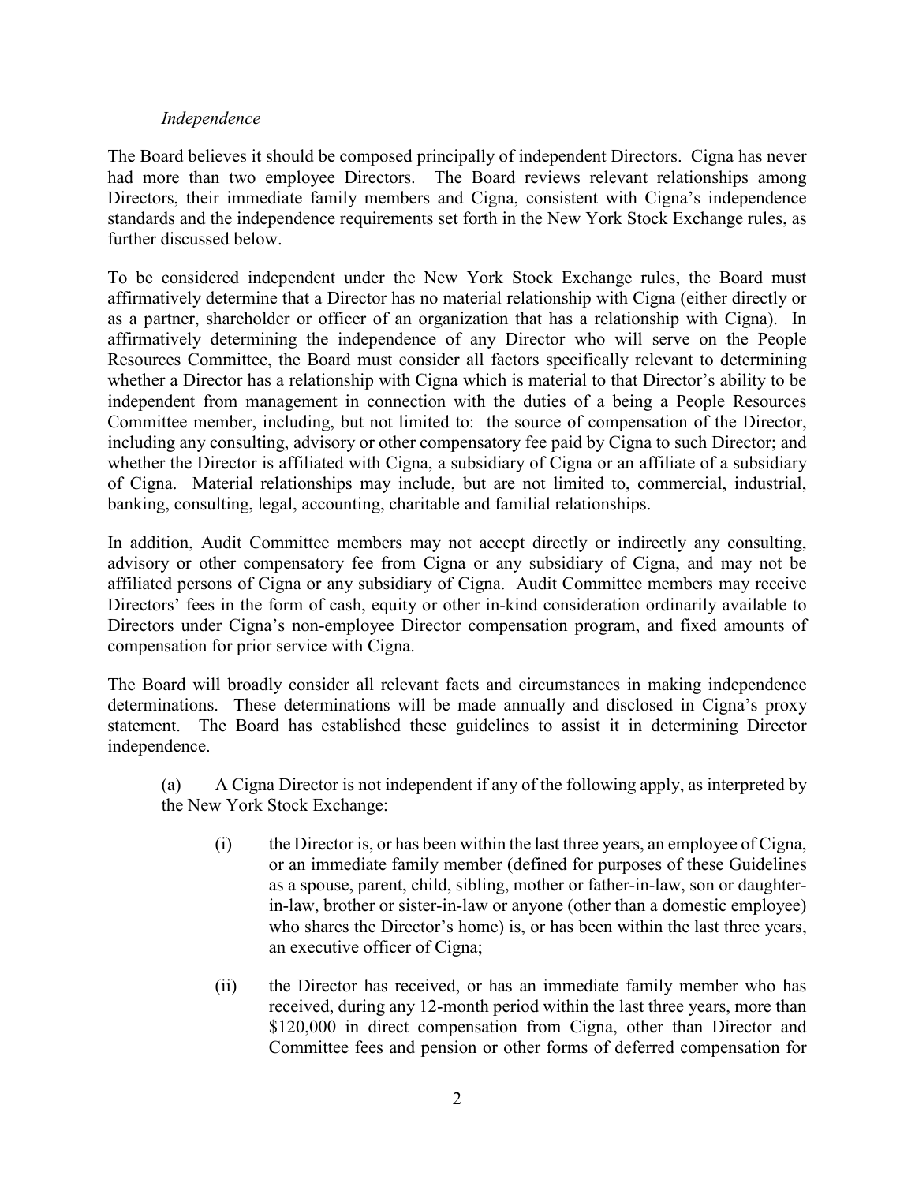*Independence*

The Board believes it should be composed principally of independent Directors. Cigna has never had more than two employee Directors. The Board reviews relevant relationships among Directors, their immediate family members and Cigna, consistent with Cigna's independence standards and the independence requirements set forth in the New York Stock Exchange rules, as further discussed below.

To be considered independent under the New York Stock Exchange rules, the Board must affirmatively determine that a Director has no material relationship with Cigna (either directly or as a partner, shareholder or officer of an organization that has a relationship with Cigna). In affirmatively determining the independence of any Director who will serve on the People Resources Committee, the Board must consider all factors specifically relevant to determining whether a Director has a relationship with Cigna which is material to that Director's ability to be independent from management in connection with the duties of a being a People Resources Committee member, including, but not limited to: the source of compensation of the Director, including any consulting, advisory or other compensatory fee paid by Cigna to such Director; and whether the Director is affiliated with Cigna, a subsidiary of Cigna or an affiliate of a subsidiary of Cigna. Material relationships may include, but are not limited to, commercial, industrial, banking, consulting, legal, accounting, charitable and familial relationships.

In addition, Audit Committee members may not accept directly or indirectly any consulting, advisory or other compensatory fee from Cigna or any subsidiary of Cigna, and may not be affiliated persons of Cigna or any subsidiary of Cigna. Audit Committee members may receive Directors' fees in the form of cash, equity or other in-kind consideration ordinarily available to Directors under Cigna's non-employee Director compensation program, and fixed amounts of compensation for prior service with Cigna.

The Board will broadly consider all relevant facts and circumstances in making independence determinations. These determinations will be made annually and disclosed in Cigna's proxy statement. The Board has established these guidelines to assist it in determining Director independence.

(a) A Cigna Director is not independent if any of the following apply, as interpreted by the New York Stock Exchange:

(i) the Director is, or has been within the last three years, an employee of Cigna, or an immediate family member (defined for purposes of these Guidelines as a spouse, parent, child, sibling, mother or father-in-law, son or daughter-in-law, brother or sister-in-law or anyone (other than a domestic employee) who shares the Director's home) is, or has been within the last three years, an executive officer of Cigna;

(ii) the Director has received, or has an immediate family member who has received, during any 12-month period within the last three years, more than \$120,000 in direct compensation from Cigna, other than Director and Committee fees and pension or other forms of deferred compensation for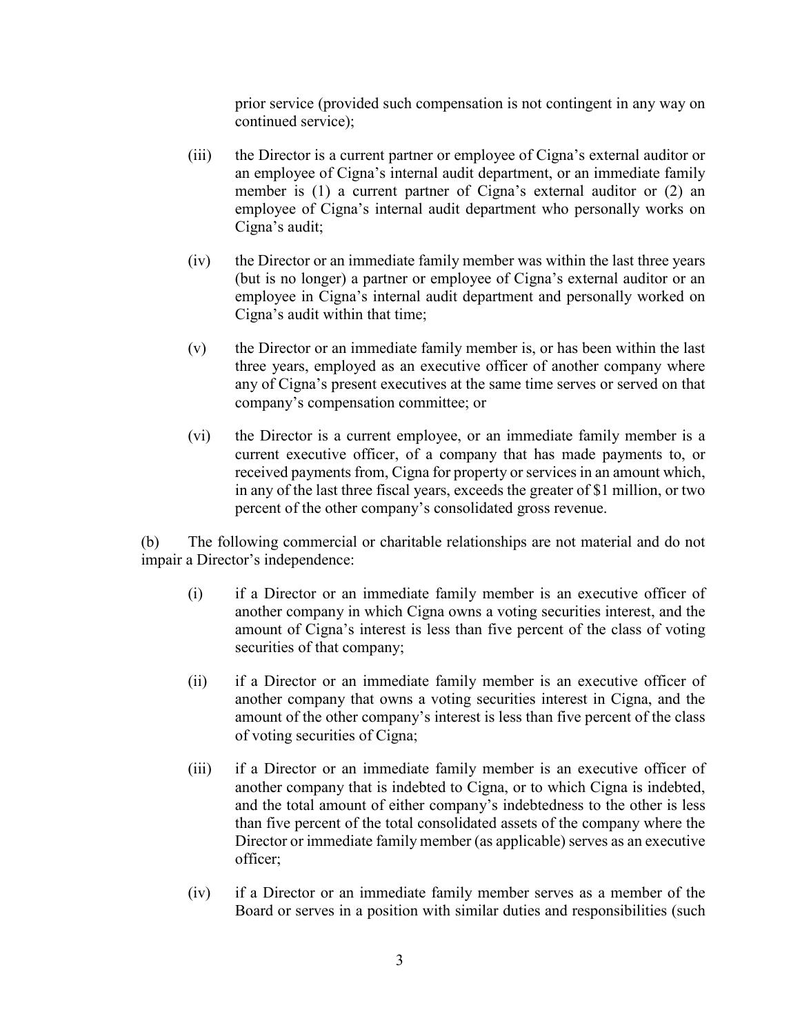prior service (provided such compensation is not contingent in any way on continued service);

(iii) the Director is a current partner or employee of Cigna's external auditor or an employee of Cigna's internal audit department, or an immediate family member is (1) a current partner of Cigna's external auditor or (2) an employee of Cigna's internal audit department who personally works on Cigna's audit;

(iv) the Director or an immediate family member was within the last three years (but is no longer) a partner or employee of Cigna's external auditor or an employee in Cigna's internal audit department and personally worked on Cigna's audit within that time;

(v) the Director or an immediate family member is, or has been within the last three years, employed as an executive officer of another company where any of Cigna's present executives at the same time serves or served on that company's compensation committee; or

(vi) the Director is a current employee, or an immediate family member is a current executive officer, of a company that has made payments to, or received payments from, Cigna for property or services in an amount which, in any of the last three fiscal years, exceeds the greater of $1 million, or two percent of the other company's consolidated gross revenue.

(b) The following commercial or charitable relationships are not material and do not impair a Director's independence:

(i) if a Director or an immediate family member is an executive officer of another company in which Cigna owns a voting securities interest, and the amount of Cigna's interest is less than five percent of the class of voting securities of that company;

(ii) if a Director or an immediate family member is an executive officer of another company that owns a voting securities interest in Cigna, and the amount of the other company's interest is less than five percent of the class of voting securities of Cigna;

(iii) if a Director or an immediate family member is an executive officer of another company that is indebted to Cigna, or to which Cigna is indebted, and the total amount of either company's indebtedness to the other is less than five percent of the total consolidated assets of the company where the Director or immediate family member (as applicable) serves as an executive officer;

(iv) if a Director or an immediate family member serves as a member of the Board or serves in a position with similar duties and responsibilities (such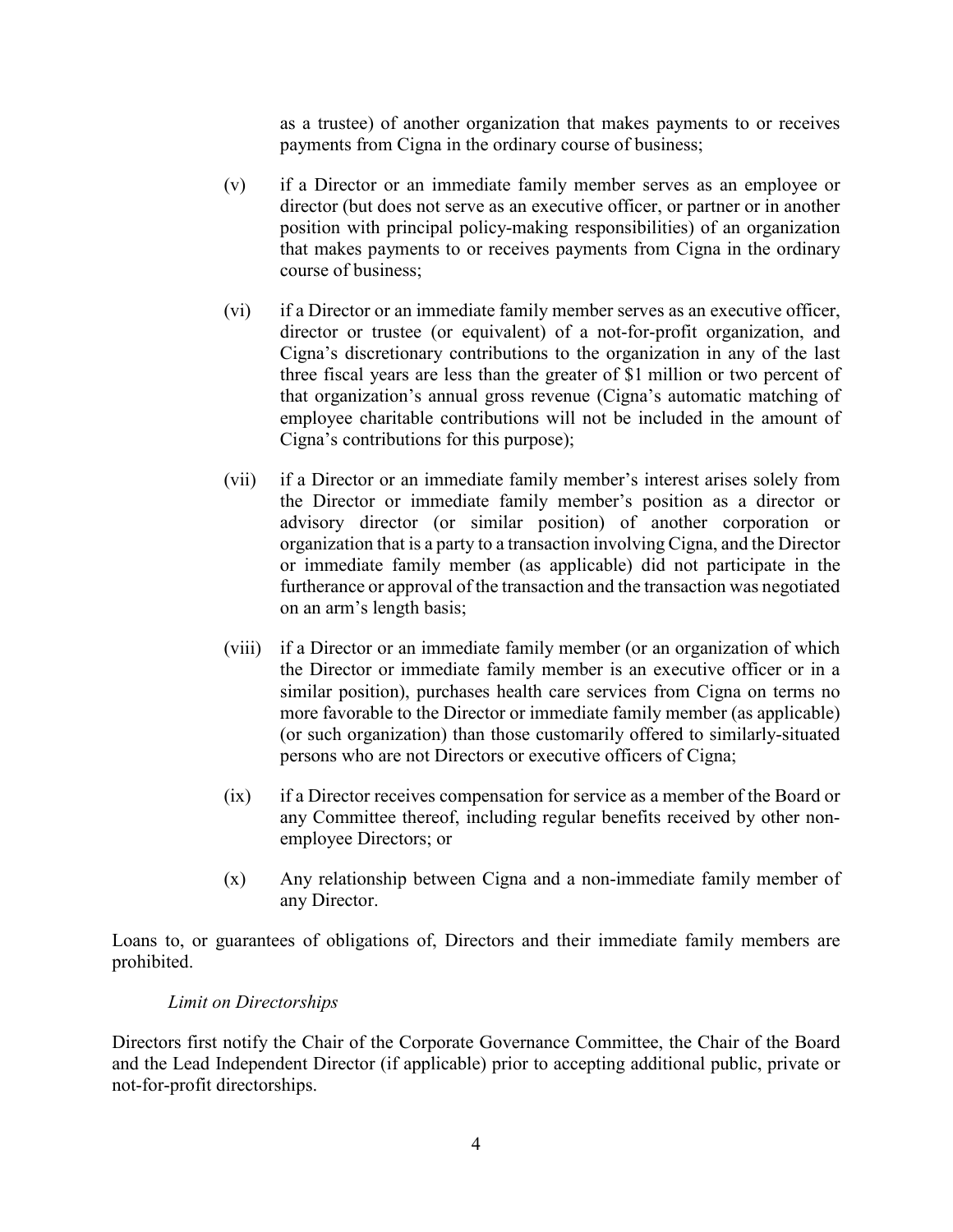as a trustee) of another organization that makes payments to or receives payments from Cigna in the ordinary course of business;

(v) if a Director or an immediate family member serves as an employee or director (but does not serve as an executive officer, or partner or in another position with principal policy-making responsibilities) of an organization that makes payments to or receives payments from Cigna in the ordinary course of business;

(vi) if a Director or an immediate family member serves as an executive officer, director or trustee (or equivalent) of a not-for-profit organization, and Cigna's discretionary contributions to the organization in any of the last three fiscal years are less than the greater of $1 million or two percent of that organization's annual gross revenue (Cigna's automatic matching of employee charitable contributions will not be included in the amount of Cigna's contributions for this purpose);

(vii) if a Director or an immediate family member's interest arises solely from the Director or immediate family member's position as a director or advisory director (or similar position) of another corporation or organization that is a party to a transaction involving Cigna, and the Director or immediate family member (as applicable) did not participate in the furtherance or approval of the transaction and the transaction was negotiated on an arm's length basis;

(viii) if a Director or an immediate family member (or an organization of which the Director or immediate family member is an executive officer or in a similar position), purchases health care services from Cigna on terms no more favorable to the Director or immediate family member (as applicable) (or such organization) than those customarily offered to similarly-situated persons who are not Directors or executive officers of Cigna;

(ix) if a Director receives compensation for service as a member of the Board or any Committee thereof, including regular benefits received by other non-employee Directors; or

(x) Any relationship between Cigna and a non-immediate family member of any Director.

Loans to, or guarantees of obligations of, Directors and their immediate family members are prohibited.

*Limit on Directorships*

Directors first notify the Chair of the Corporate Governance Committee, the Chair of the Board and the Lead Independent Director (if applicable) prior to accepting additional public, private or not-for-profit directorships.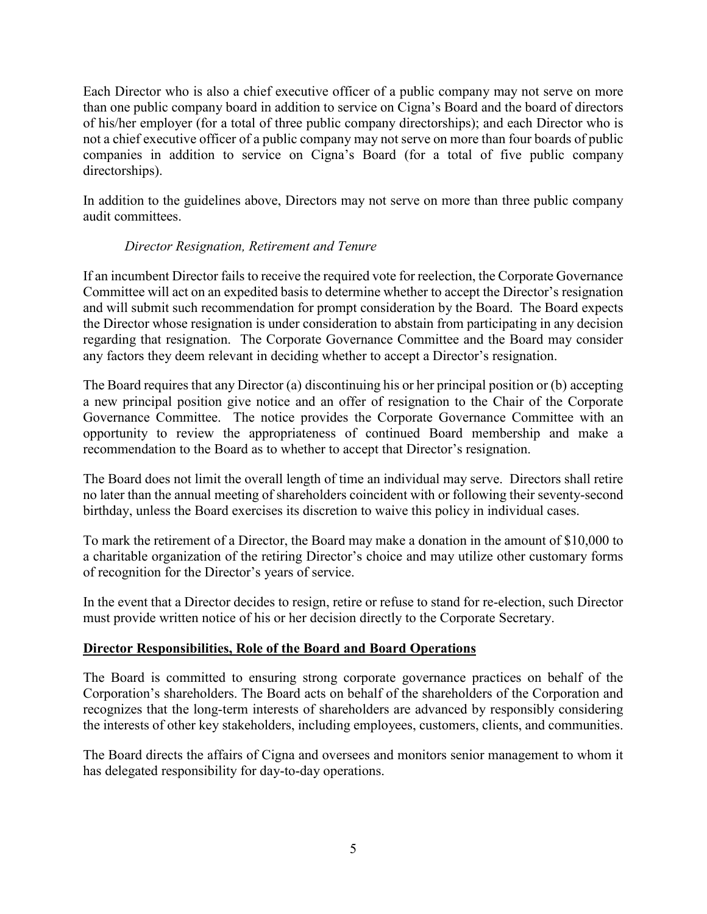Each Director who is also a chief executive officer of a public company may not serve on more than one public company board in addition to service on Cigna's Board and the board of directors of his/her employer (for a total of three public company directorships); and each Director who is not a chief executive officer of a public company may not serve on more than four boards of public companies in addition to service on Cigna's Board (for a total of five public company directorships).

In addition to the guidelines above, Directors may not serve on more than three public company audit committees.

*Director Resignation, Retirement and Tenure*

If an incumbent Director fails to receive the required vote for reelection, the Corporate Governance Committee will act on an expedited basis to determine whether to accept the Director's resignation and will submit such recommendation for prompt consideration by the Board. The Board expects the Director whose resignation is under consideration to abstain from participating in any decision regarding that resignation. The Corporate Governance Committee and the Board may consider any factors they deem relevant in deciding whether to accept a Director's resignation.

The Board requires that any Director (a) discontinuing his or her principal position or (b) accepting a new principal position give notice and an offer of resignation to the Chair of the Corporate Governance Committee. The notice provides the Corporate Governance Committee with an opportunity to review the appropriateness of continued Board membership and make a recommendation to the Board as to whether to accept that Director's resignation.

The Board does not limit the overall length of time an individual may serve. Directors shall retire no later than the annual meeting of shareholders coincident with or following their seventy-second birthday, unless the Board exercises its discretion to waive this policy in individual cases.

To mark the retirement of a Director, the Board may make a donation in the amount of $10,000 to a charitable organization of the retiring Director's choice and may utilize other customary forms of recognition for the Director's years of service.

In the event that a Director decides to resign, retire or refuse to stand for re-election, such Director must provide written notice of his or her decision directly to the Corporate Secretary.

## Director Responsibilities, Role of the Board and Board Operations

The Board is committed to ensuring strong corporate governance practices on behalf of the Corporation's shareholders. The Board acts on behalf of the shareholders of the Corporation and recognizes that the long-term interests of shareholders are advanced by responsibly considering the interests of other key stakeholders, including employees, customers, clients, and communities.

The Board directs the affairs of Cigna and oversees and monitors senior management to whom it has delegated responsibility for day-to-day operations.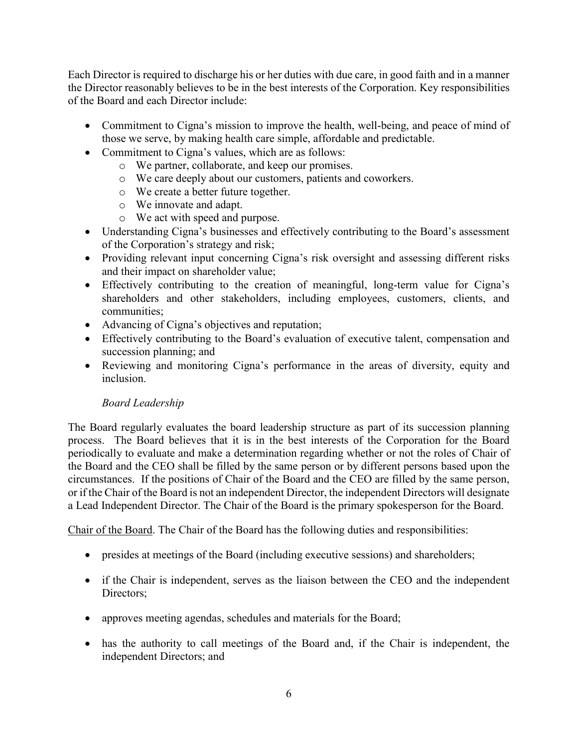Each Director is required to discharge his or her duties with due care, in good faith and in a manner the Director reasonably believes to be in the best interests of the Corporation. Key responsibilities of the Board and each Director include:

- Commitment to Cigna's mission to improve the health, well-being, and peace of mind of those we serve, by making health care simple, affordable and predictable.
- Commitment to Cigna's values, which are as follows:
  - We partner, collaborate, and keep our promises.
  - We care deeply about our customers, patients and coworkers.
  - We create a better future together.
  - We innovate and adapt.
  - We act with speed and purpose.
- Understanding Cigna's businesses and effectively contributing to the Board's assessment of the Corporation's strategy and risk;
- Providing relevant input concerning Cigna's risk oversight and assessing different risks and their impact on shareholder value;
- Effectively contributing to the creation of meaningful, long-term value for Cigna's shareholders and other stakeholders, including employees, customers, clients, and communities;
- Advancing of Cigna's objectives and reputation;
- Effectively contributing to the Board's evaluation of executive talent, compensation and succession planning; and
- Reviewing and monitoring Cigna's performance in the areas of diversity, equity and inclusion.

*Board Leadership*

The Board regularly evaluates the board leadership structure as part of its succession planning process. The Board believes that it is in the best interests of the Corporation for the Board periodically to evaluate and make a determination regarding whether or not the roles of Chair of the Board and the CEO shall be filled by the same person or by different persons based upon the circumstances. If the positions of Chair of the Board and the CEO are filled by the same person, or if the Chair of the Board is not an independent Director, the independent Directors will designate a Lead Independent Director. The Chair of the Board is the primary spokesperson for the Board.

<u>Chair of the Board</u>. The Chair of the Board has the following duties and responsibilities:

- presides at meetings of the Board (including executive sessions) and shareholders;
- if the Chair is independent, serves as the liaison between the CEO and the independent Directors;
- approves meeting agendas, schedules and materials for the Board;
- has the authority to call meetings of the Board and, if the Chair is independent, the independent Directors; and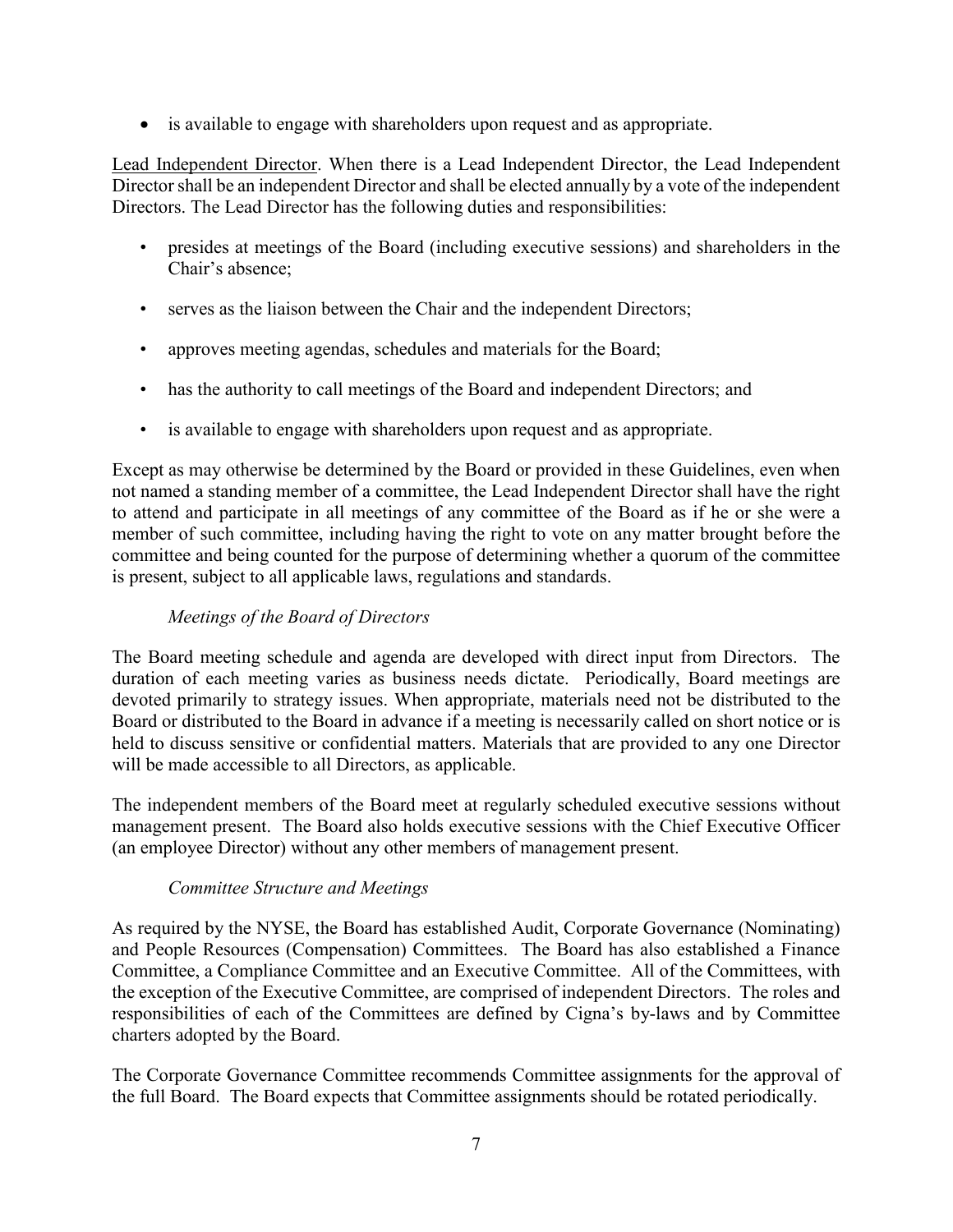- is available to engage with shareholders upon request and as appropriate.

Lead Independent Director. When there is a Lead Independent Director, the Lead Independent Director shall be an independent Director and shall be elected annually by a vote of the independent Directors. The Lead Director has the following duties and responsibilities:

- presides at meetings of the Board (including executive sessions) and shareholders in the Chair's absence;
- serves as the liaison between the Chair and the independent Directors;
- approves meeting agendas, schedules and materials for the Board;
- has the authority to call meetings of the Board and independent Directors; and
- is available to engage with shareholders upon request and as appropriate.

Except as may otherwise be determined by the Board or provided in these Guidelines, even when not named a standing member of a committee, the Lead Independent Director shall have the right to attend and participate in all meetings of any committee of the Board as if he or she were a member of such committee, including having the right to vote on any matter brought before the committee and being counted for the purpose of determining whether a quorum of the committee is present, subject to all applicable laws, regulations and standards.

### *Meetings of the Board of Directors*

The Board meeting schedule and agenda are developed with direct input from Directors. The duration of each meeting varies as business needs dictate. Periodically, Board meetings are devoted primarily to strategy issues. When appropriate, materials need not be distributed to the Board or distributed to the Board in advance if a meeting is necessarily called on short notice or is held to discuss sensitive or confidential matters. Materials that are provided to any one Director will be made accessible to all Directors, as applicable.

The independent members of the Board meet at regularly scheduled executive sessions without management present. The Board also holds executive sessions with the Chief Executive Officer (an employee Director) without any other members of management present.

### *Committee Structure and Meetings*

As required by the NYSE, the Board has established Audit, Corporate Governance (Nominating) and People Resources (Compensation) Committees. The Board has also established a Finance Committee, a Compliance Committee and an Executive Committee. All of the Committees, with the exception of the Executive Committee, are comprised of independent Directors. The roles and responsibilities of each of the Committees are defined by Cigna's by-laws and by Committee charters adopted by the Board.

The Corporate Governance Committee recommends Committee assignments for the approval of the full Board. The Board expects that Committee assignments should be rotated periodically.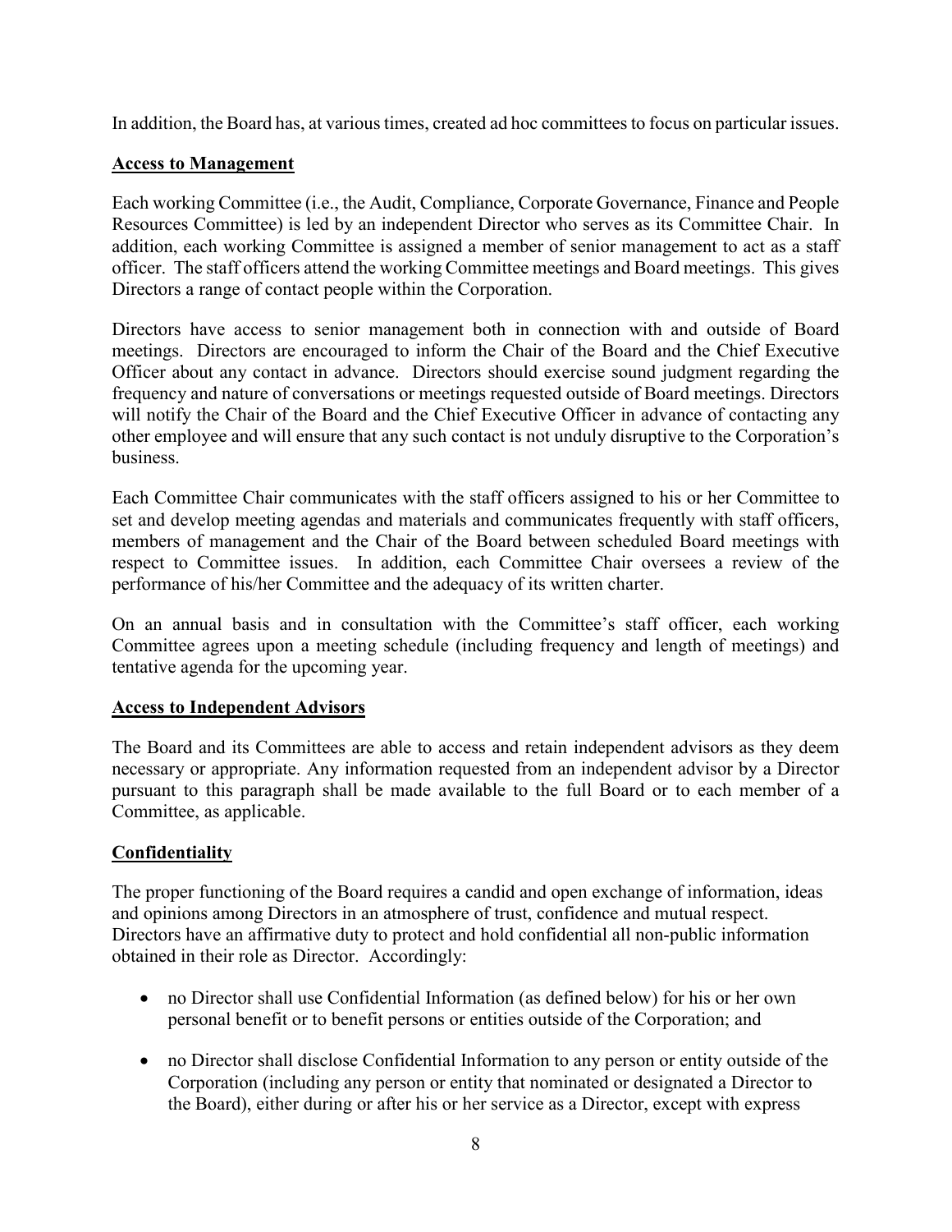In addition, the Board has, at various times, created ad hoc committees to focus on particular issues.

## Access to Management

Each working Committee (i.e., the Audit, Compliance, Corporate Governance, Finance and People Resources Committee) is led by an independent Director who serves as its Committee Chair. In addition, each working Committee is assigned a member of senior management to act as a staff officer. The staff officers attend the working Committee meetings and Board meetings. This gives Directors a range of contact people within the Corporation.

Directors have access to senior management both in connection with and outside of Board meetings. Directors are encouraged to inform the Chair of the Board and the Chief Executive Officer about any contact in advance. Directors should exercise sound judgment regarding the frequency and nature of conversations or meetings requested outside of Board meetings. Directors will notify the Chair of the Board and the Chief Executive Officer in advance of contacting any other employee and will ensure that any such contact is not unduly disruptive to the Corporation's business.

Each Committee Chair communicates with the staff officers assigned to his or her Committee to set and develop meeting agendas and materials and communicates frequently with staff officers, members of management and the Chair of the Board between scheduled Board meetings with respect to Committee issues. In addition, each Committee Chair oversees a review of the performance of his/her Committee and the adequacy of its written charter.

On an annual basis and in consultation with the Committee's staff officer, each working Committee agrees upon a meeting schedule (including frequency and length of meetings) and tentative agenda for the upcoming year.

## Access to Independent Advisors

The Board and its Committees are able to access and retain independent advisors as they deem necessary or appropriate. Any information requested from an independent advisor by a Director pursuant to this paragraph shall be made available to the full Board or to each member of a Committee, as applicable.

## Confidentiality

The proper functioning of the Board requires a candid and open exchange of information, ideas and opinions among Directors in an atmosphere of trust, confidence and mutual respect. Directors have an affirmative duty to protect and hold confidential all non-public information obtained in their role as Director. Accordingly:

- no Director shall use Confidential Information (as defined below) for his or her own personal benefit or to benefit persons or entities outside of the Corporation; and
- no Director shall disclose Confidential Information to any person or entity outside of the Corporation (including any person or entity that nominated or designated a Director to the Board), either during or after his or her service as a Director, except with express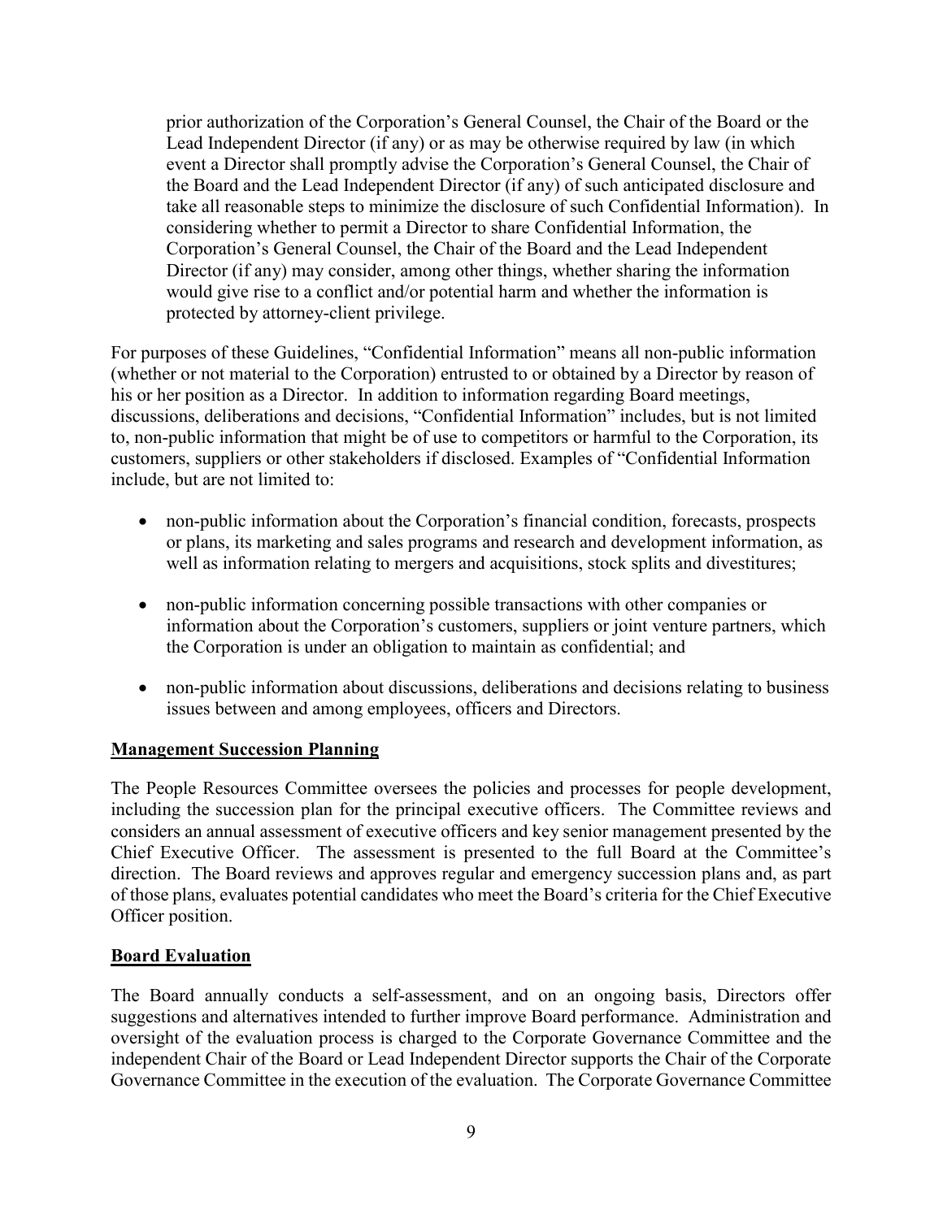prior authorization of the Corporation's General Counsel, the Chair of the Board or the Lead Independent Director (if any) or as may be otherwise required by law (in which event a Director shall promptly advise the Corporation's General Counsel, the Chair of the Board and the Lead Independent Director (if any) of such anticipated disclosure and take all reasonable steps to minimize the disclosure of such Confidential Information). In considering whether to permit a Director to share Confidential Information, the Corporation's General Counsel, the Chair of the Board and the Lead Independent Director (if any) may consider, among other things, whether sharing the information would give rise to a conflict and/or potential harm and whether the information is protected by attorney-client privilege.

For purposes of these Guidelines, "Confidential Information" means all non-public information (whether or not material to the Corporation) entrusted to or obtained by a Director by reason of his or her position as a Director. In addition to information regarding Board meetings, discussions, deliberations and decisions, "Confidential Information" includes, but is not limited to, non-public information that might be of use to competitors or harmful to the Corporation, its customers, suppliers or other stakeholders if disclosed. Examples of "Confidential Information include, but are not limited to:

- non-public information about the Corporation's financial condition, forecasts, prospects or plans, its marketing and sales programs and research and development information, as well as information relating to mergers and acquisitions, stock splits and divestitures;
- non-public information concerning possible transactions with other companies or information about the Corporation's customers, suppliers or joint venture partners, which the Corporation is under an obligation to maintain as confidential; and
- non-public information about discussions, deliberations and decisions relating to business issues between and among employees, officers and Directors.

## Management Succession Planning

The People Resources Committee oversees the policies and processes for people development, including the succession plan for the principal executive officers. The Committee reviews and considers an annual assessment of executive officers and key senior management presented by the Chief Executive Officer. The assessment is presented to the full Board at the Committee's direction. The Board reviews and approves regular and emergency succession plans and, as part of those plans, evaluates potential candidates who meet the Board's criteria for the Chief Executive Officer position.

## Board Evaluation

The Board annually conducts a self-assessment, and on an ongoing basis, Directors offer suggestions and alternatives intended to further improve Board performance. Administration and oversight of the evaluation process is charged to the Corporate Governance Committee and the independent Chair of the Board or Lead Independent Director supports the Chair of the Corporate Governance Committee in the execution of the evaluation. The Corporate Governance Committee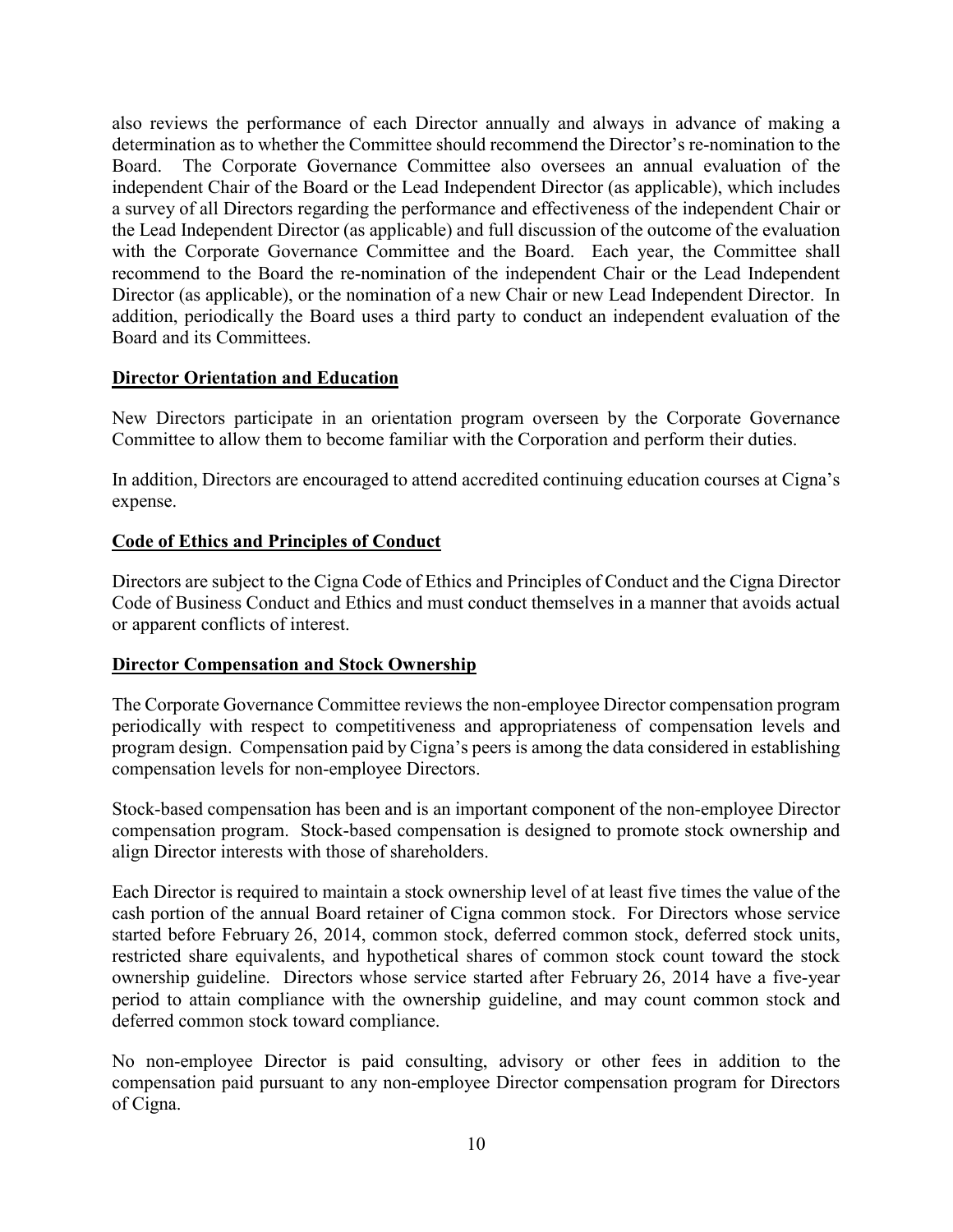also reviews the performance of each Director annually and always in advance of making a determination as to whether the Committee should recommend the Director's re-nomination to the Board. The Corporate Governance Committee also oversees an annual evaluation of the independent Chair of the Board or the Lead Independent Director (as applicable), which includes a survey of all Directors regarding the performance and effectiveness of the independent Chair or the Lead Independent Director (as applicable) and full discussion of the outcome of the evaluation with the Corporate Governance Committee and the Board. Each year, the Committee shall recommend to the Board the re-nomination of the independent Chair or the Lead Independent Director (as applicable), or the nomination of a new Chair or new Lead Independent Director. In addition, periodically the Board uses a third party to conduct an independent evaluation of the Board and its Committees.

## Director Orientation and Education

New Directors participate in an orientation program overseen by the Corporate Governance Committee to allow them to become familiar with the Corporation and perform their duties.

In addition, Directors are encouraged to attend accredited continuing education courses at Cigna's expense.

## Code of Ethics and Principles of Conduct

Directors are subject to the Cigna Code of Ethics and Principles of Conduct and the Cigna Director Code of Business Conduct and Ethics and must conduct themselves in a manner that avoids actual or apparent conflicts of interest.

## Director Compensation and Stock Ownership

The Corporate Governance Committee reviews the non-employee Director compensation program periodically with respect to competitiveness and appropriateness of compensation levels and program design. Compensation paid by Cigna's peers is among the data considered in establishing compensation levels for non-employee Directors.

Stock-based compensation has been and is an important component of the non-employee Director compensation program. Stock-based compensation is designed to promote stock ownership and align Director interests with those of shareholders.

Each Director is required to maintain a stock ownership level of at least five times the value of the cash portion of the annual Board retainer of Cigna common stock. For Directors whose service started before February 26, 2014, common stock, deferred common stock, deferred stock units, restricted share equivalents, and hypothetical shares of common stock count toward the stock ownership guideline. Directors whose service started after February 26, 2014 have a five-year period to attain compliance with the ownership guideline, and may count common stock and deferred common stock toward compliance.

No non-employee Director is paid consulting, advisory or other fees in addition to the compensation paid pursuant to any non-employee Director compensation program for Directors of Cigna.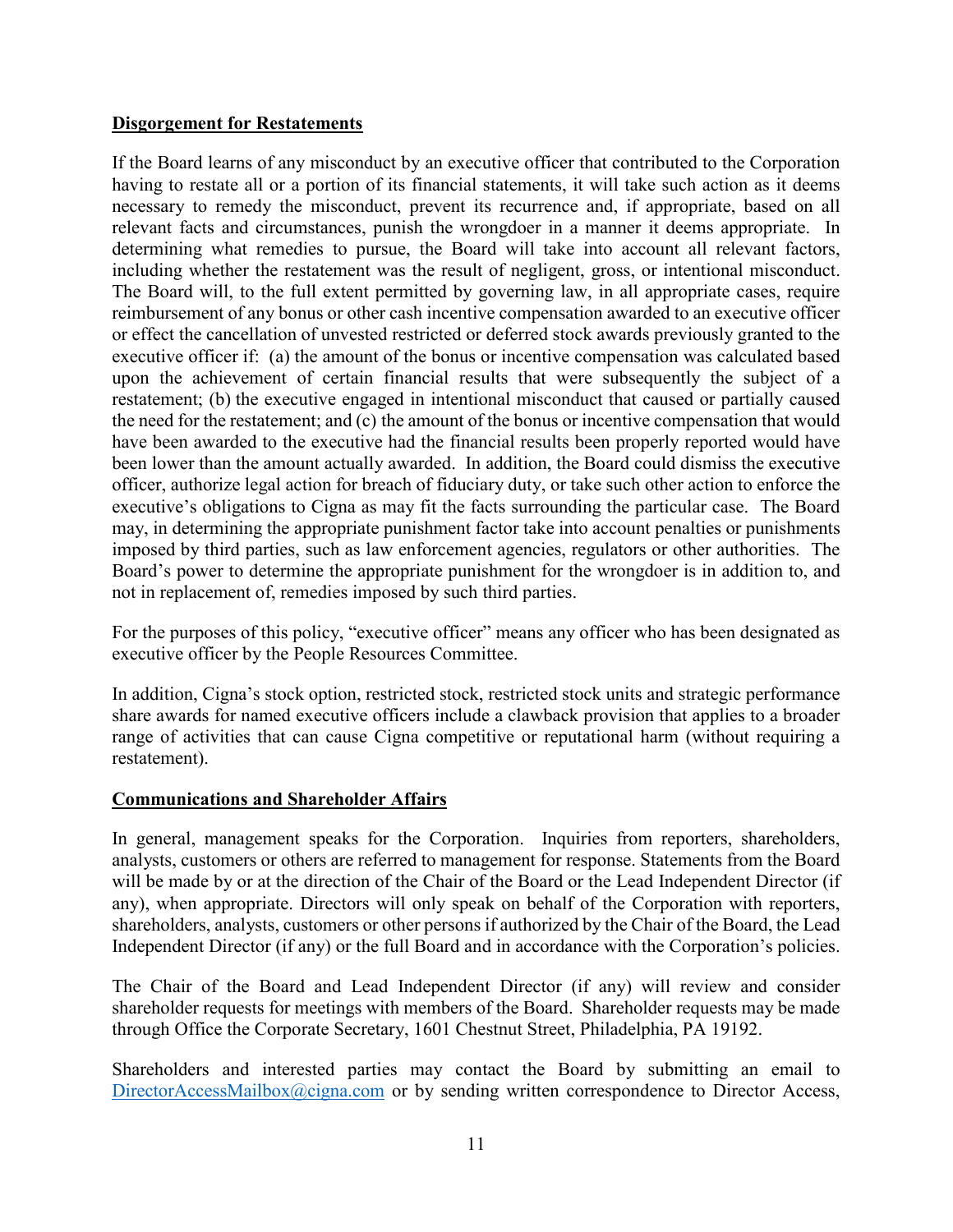**Disgorgement for Restatements**

If the Board learns of any misconduct by an executive officer that contributed to the Corporation having to restate all or a portion of its financial statements, it will take such action as it deems necessary to remedy the misconduct, prevent its recurrence and, if appropriate, based on all relevant facts and circumstances, punish the wrongdoer in a manner it deems appropriate. In determining what remedies to pursue, the Board will take into account all relevant factors, including whether the restatement was the result of negligent, gross, or intentional misconduct. The Board will, to the full extent permitted by governing law, in all appropriate cases, require reimbursement of any bonus or other cash incentive compensation awarded to an executive officer or effect the cancellation of unvested restricted or deferred stock awards previously granted to the executive officer if: (a) the amount of the bonus or incentive compensation was calculated based upon the achievement of certain financial results that were subsequently the subject of a restatement; (b) the executive engaged in intentional misconduct that caused or partially caused the need for the restatement; and (c) the amount of the bonus or incentive compensation that would have been awarded to the executive had the financial results been properly reported would have been lower than the amount actually awarded. In addition, the Board could dismiss the executive officer, authorize legal action for breach of fiduciary duty, or take such other action to enforce the executive's obligations to Cigna as may fit the facts surrounding the particular case. The Board may, in determining the appropriate punishment factor take into account penalties or punishments imposed by third parties, such as law enforcement agencies, regulators or other authorities. The Board's power to determine the appropriate punishment for the wrongdoer is in addition to, and not in replacement of, remedies imposed by such third parties.

For the purposes of this policy, "executive officer" means any officer who has been designated as executive officer by the People Resources Committee.

In addition, Cigna's stock option, restricted stock, restricted stock units and strategic performance share awards for named executive officers include a clawback provision that applies to a broader range of activities that can cause Cigna competitive or reputational harm (without requiring a restatement).

**Communications and Shareholder Affairs**

In general, management speaks for the Corporation. Inquiries from reporters, shareholders, analysts, customers or others are referred to management for response. Statements from the Board will be made by or at the direction of the Chair of the Board or the Lead Independent Director (if any), when appropriate. Directors will only speak on behalf of the Corporation with reporters, shareholders, analysts, customers or other persons if authorized by the Chair of the Board, the Lead Independent Director (if any) or the full Board and in accordance with the Corporation's policies.

The Chair of the Board and Lead Independent Director (if any) will review and consider shareholder requests for meetings with members of the Board. Shareholder requests may be made through Office the Corporate Secretary, 1601 Chestnut Street, Philadelphia, PA 19192.

Shareholders and interested parties may contact the Board by submitting an email to DirectorAccessMailbox@cigna.com or by sending written correspondence to Director Access,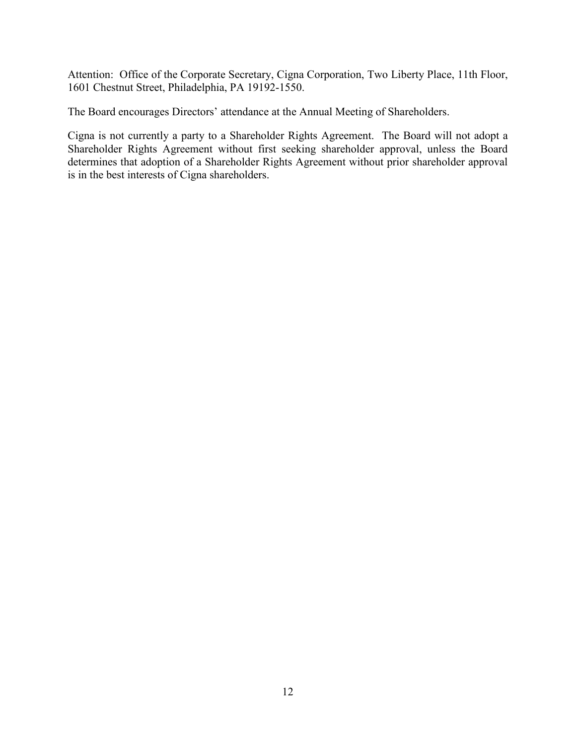Attention: Office of the Corporate Secretary, Cigna Corporation, Two Liberty Place, 11th Floor, 1601 Chestnut Street, Philadelphia, PA 19192-1550.

The Board encourages Directors' attendance at the Annual Meeting of Shareholders.

Cigna is not currently a party to a Shareholder Rights Agreement. The Board will not adopt a Shareholder Rights Agreement without first seeking shareholder approval, unless the Board determines that adoption of a Shareholder Rights Agreement without prior shareholder approval is in the best interests of Cigna shareholders.